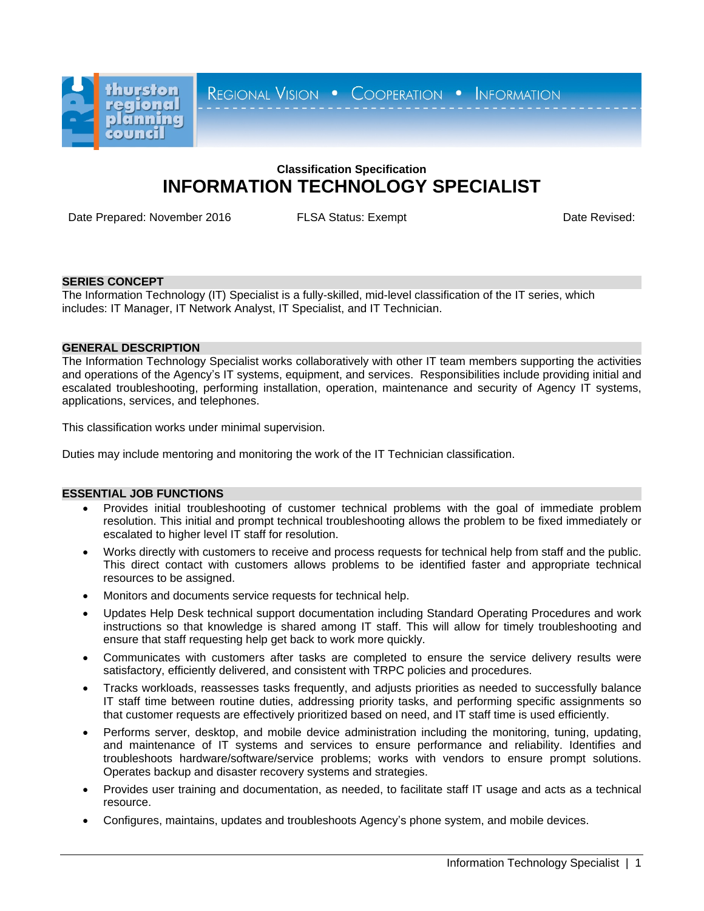thurston regional planning council

REGIONAL VISION • COOPERATION • INFORMATION

**Classification Specification**

# INFORMATION TECHNOLOGY SPECIALIST

Date Prepared: November 2016 FLSA Status: Exempt Date Revised:

## SERIES CONCEPT

The Information Technology (IT) Specialist is a fully-skilled, mid-level classification of the IT series, which includes: IT Manager, IT Network Analyst, IT Specialist, and IT Technician.

## GENERAL DESCRIPTION

The Information Technology Specialist works collaboratively with other IT team members supporting the activities and operations of the Agency's IT systems, equipment, and services. Responsibilities include providing initial and escalated troubleshooting, performing installation, operation, maintenance and security of Agency IT systems, applications, services, and telephones.

This classification works under minimal supervision.

Duties may include mentoring and monitoring the work of the IT Technician classification.

## ESSENTIAL JOB FUNCTIONS

- Provides initial troubleshooting of customer technical problems with the goal of immediate problem resolution. This initial and prompt technical troubleshooting allows the problem to be fixed immediately or escalated to higher level IT staff for resolution.
- Works directly with customers to receive and process requests for technical help from staff and the public. This direct contact with customers allows problems to be identified faster and appropriate technical resources to be assigned.
- Monitors and documents service requests for technical help.
- Updates Help Desk technical support documentation including Standard Operating Procedures and work instructions so that knowledge is shared among IT staff. This will allow for timely troubleshooting and ensure that staff requesting help get back to work more quickly.
- Communicates with customers after tasks are completed to ensure the service delivery results were satisfactory, efficiently delivered, and consistent with TRPC policies and procedures.
- Tracks workloads, reassesses tasks frequently, and adjusts priorities as needed to successfully balance IT staff time between routine duties, addressing priority tasks, and performing specific assignments so that customer requests are effectively prioritized based on need, and IT staff time is used efficiently.
- Performs server, desktop, and mobile device administration including the monitoring, tuning, updating, and maintenance of IT systems and services to ensure performance and reliability. Identifies and troubleshoots hardware/software/service problems; works with vendors to ensure prompt solutions. Operates backup and disaster recovery systems and strategies.
- Provides user training and documentation, as needed, to facilitate staff IT usage and acts as a technical resource.
- Configures, maintains, updates and troubleshoots Agency's phone system, and mobile devices.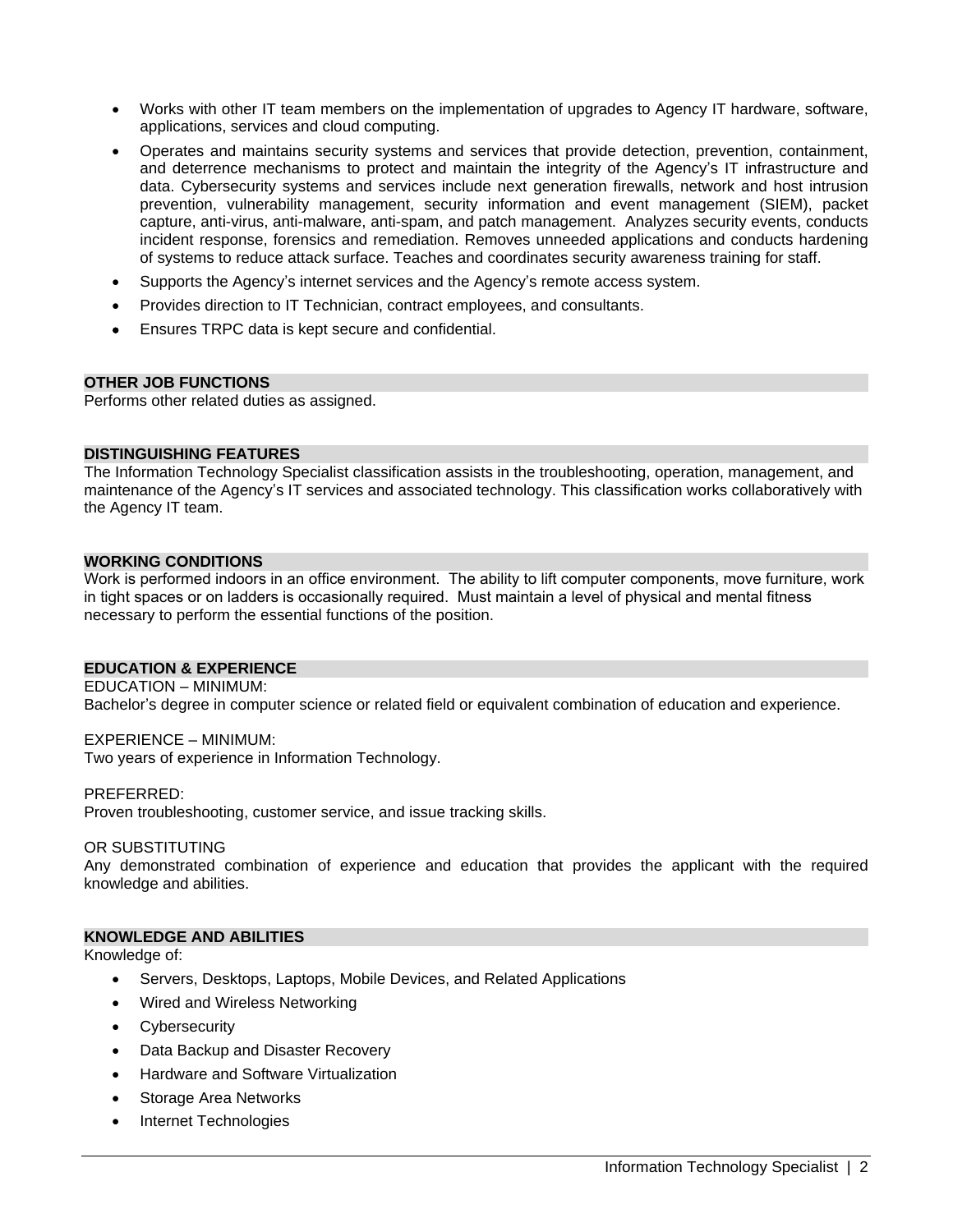- Works with other IT team members on the implementation of upgrades to Agency IT hardware, software, applications, services and cloud computing.
- Operates and maintains security systems and services that provide detection, prevention, containment, and deterrence mechanisms to protect and maintain the integrity of the Agency's IT infrastructure and data. Cybersecurity systems and services include next generation firewalls, network and host intrusion prevention, vulnerability management, security information and event management (SIEM), packet capture, anti-virus, anti-malware, anti-spam, and patch management. Analyzes security events, conducts incident response, forensics and remediation. Removes unneeded applications and conducts hardening of systems to reduce attack surface. Teaches and coordinates security awareness training for staff.
- Supports the Agency's internet services and the Agency's remote access system.
- Provides direction to IT Technician, contract employees, and consultants.
- Ensures TRPC data is kept secure and confidential.

## OTHER JOB FUNCTIONS

Performs other related duties as assigned.

## DISTINGUISHING FEATURES

The Information Technology Specialist classification assists in the troubleshooting, operation, management, and maintenance of the Agency's IT services and associated technology. This classification works collaboratively with the Agency IT team.

## WORKING CONDITIONS

Work is performed indoors in an office environment. The ability to lift computer components, move furniture, work in tight spaces or on ladders is occasionally required. Must maintain a level of physical and mental fitness necessary to perform the essential functions of the position.

## EDUCATION & EXPERIENCE

EDUCATION – MINIMUM:
Bachelor's degree in computer science or related field or equivalent combination of education and experience.

EXPERIENCE – MINIMUM:
Two years of experience in Information Technology.

PREFERRED:
Proven troubleshooting, customer service, and issue tracking skills.

OR SUBSTITUTING
Any demonstrated combination of experience and education that provides the applicant with the required knowledge and abilities.

## KNOWLEDGE AND ABILITIES

Knowledge of:

- Servers, Desktops, Laptops, Mobile Devices, and Related Applications
- Wired and Wireless Networking
- Cybersecurity
- Data Backup and Disaster Recovery
- Hardware and Software Virtualization
- Storage Area Networks
- Internet Technologies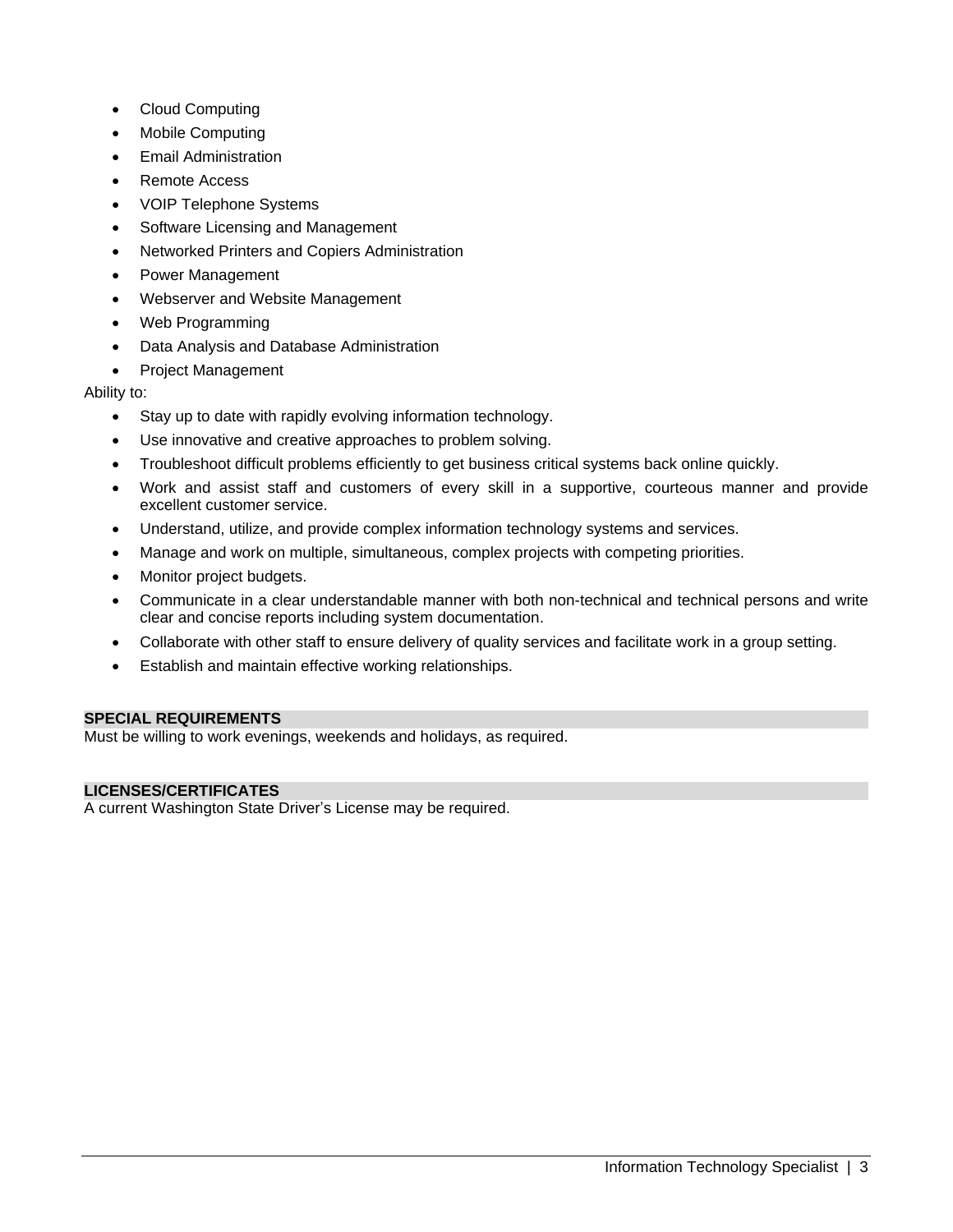- Cloud Computing
- Mobile Computing
- Email Administration
- Remote Access
- VOIP Telephone Systems
- Software Licensing and Management
- Networked Printers and Copiers Administration
- Power Management
- Webserver and Website Management
- Web Programming
- Data Analysis and Database Administration
- Project Management

Ability to:

- Stay up to date with rapidly evolving information technology.
- Use innovative and creative approaches to problem solving.
- Troubleshoot difficult problems efficiently to get business critical systems back online quickly.
- Work and assist staff and customers of every skill in a supportive, courteous manner and provide excellent customer service.
- Understand, utilize, and provide complex information technology systems and services.
- Manage and work on multiple, simultaneous, complex projects with competing priorities.
- Monitor project budgets.
- Communicate in a clear understandable manner with both non-technical and technical persons and write clear and concise reports including system documentation.
- Collaborate with other staff to ensure delivery of quality services and facilitate work in a group setting.
- Establish and maintain effective working relationships.

## SPECIAL REQUIREMENTS

Must be willing to work evenings, weekends and holidays, as required.

## LICENSES/CERTIFICATES

A current Washington State Driver's License may be required.